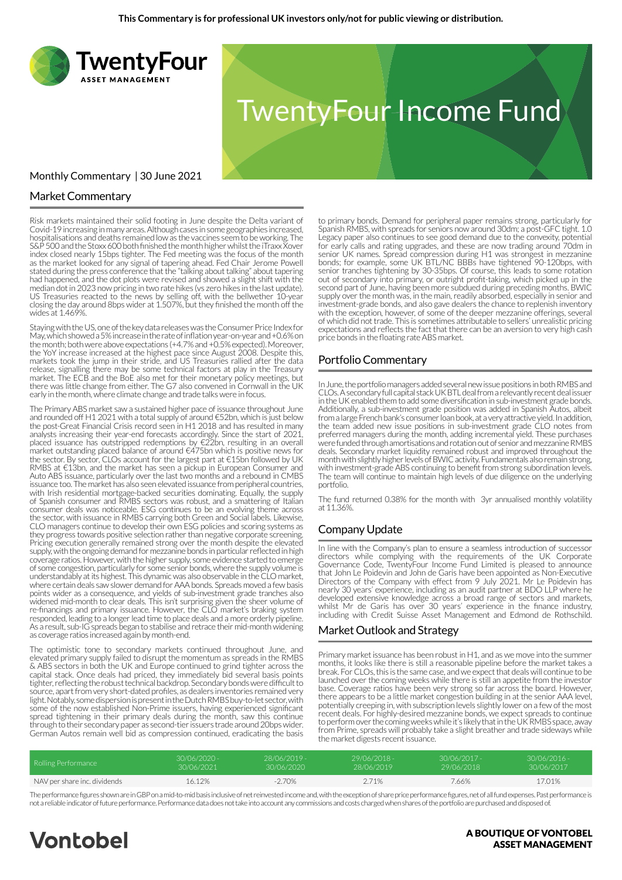**This Commentary is for professional UK investors only/not for public viewing or distribution.**

# TwentyFour Income Fund

Monthly Commentary | 30 June 2021

## Market Commentary

Risk markets maintained their solid footing in June despite the Delta variant of Covid-19 increasing in many areas. Although cases in some geographies increased, hospitalisations and deaths remained low as the vaccines seem to be working. The S&P 500 and the Stoxx 600 both finished the month higher whilst the iTraxx Xover index closed nearly 15bps tighter. The Fed meeting was the focus of the month as the market looked for any signal of tapering ahead. Fed Chair Jerome Powell stated during the press conference that the "talking about talking" about tapering had happened, and the dot plots were revised and showed a slight shift with the median dot in 2023 now pricing in two rate hikes (vs zero hikes in the last update). US Treasuries reacted to the news by selling off, with the bellwether 10-year closing the day around 8bps wider at 1.507%, but they finished the month off the wides at 1.469%.

Staying with the US, one of the key data releases was the Consumer Price Index for May, which showed a 5% increase in the rate of inflation year-on-year and +0.6% on the month; both were above expectations (+4.7% and +0.5% expected). Moreover, the YoY increase increased at the highest pace since August 2008. Despite this, markets took the jump in their stride, and US Treasuries rallied after the data release, signalling there may be some technical factors at play in the Treasury market. The ECB and the BoE also met for their monetary policy meetings, but there was little change from either. The G7 also convened in Cornwall in the UK early in the month, where climate change and trade talks were in focus.

The Primary ABS market saw a sustained higher pace of issuance throughout June and rounded off H1 2021 with a total supply of around €52bn, which is just below the post-Great Financial Crisis record seen in H1 2018 and has resulted in many analysts increasing their year-end forecasts accordingly. Since the start of 2021, placed issuance has outstripped redemptions by €22bn, resulting in an overall market outstanding placed balance of around €475bn which is positive news for the sector. By sector, CLOs account for the largest part at €15bn followed by UK RMBS at €13bn, and the market has seen a pickup in European Consumer and Auto ABS issuance, particularly over the last two months and a rebound in CMBS issuance too. The market has also seen elevated issuance from peripheral countries, with Irish residential mortgage-backed securities dominating. Equally, the supply of Spanish consumer and RMBS sectors was robust, and a smattering of Italian consumer deals was noticeable. ESG continues to be an evolving theme across the sector, with issuance in RMBS carrying both Green and Social labels. Likewise, CLO managers continue to develop their own ESG policies and scoring systems as they progress towards positive selection rather than negative corporate screening. Pricing execution generally remained strong over the month despite the elevated supply, with the ongoing demand for mezzanine bonds in particular reflected in high coverage ratios. However, with the higher supply, some evidence started to emerge of some congestion, particularly for some senior bonds, where the supply volume is understandably at its highest. This dynamic was also observable in the CLO market, where certain deals saw slower demand for AAA bonds. Spreads moved a few basis points wider as a consequence, and yields of sub-investment grade tranches also widened mid-month to clear deals. This isn't surprising given the sheer volume of re-financings and primary issuance. However, the CLO market's braking system responded, leading to a longer lead time to place deals and a more orderly pipeline. As a result, sub-IG spreads began to stabilise and retrace their mid-month widening as coverage ratios increased again by month-end.

The optimistic tone to secondary markets continued throughout June, and elevated primary supply failed to disrupt the momentum as spreads in the RMBS & ABS sectors in both the UK and Europe continued to grind tighter across the capital stack. Once deals had priced, they immediately bid several basis points tighter, reflecting the robust technical backdrop. Secondary bonds were difficult to source, apart from very short-dated profiles, as dealers inventories remained very light. Notably, some dispersion is present in the Dutch RMBS buy-to-let sector, with some of the now established Non-Prime issuers, having experienced significant spread tightening in their primary deals during the month, saw this continue through to their secondary paper as second-tier issuers trade around 20bps wider. German Autos remain well bid as compression continued, eradicating the basis to primary bonds. Demand for peripheral paper remains strong, particularly for Spanish RMBS, with spreads for seniors now around 30dm; a post-GFC tight. 1.0 Legacy paper also continues to see good demand due to the convexity, potential for early calls and rating upgrades, and these are now trading around 70dm in senior UK names. Spread compression during H1 was strongest in mezzanine bonds; for example, some UK BTL/NC BBBs have tightened 90-120bps, with senior tranches tightening by 30-35bps. Of course, this leads to some rotation out of secondary into primary, or outright profit-taking, which picked up in the second part of June, having been more subdued during preceding months. BWIC supply over the month was, in the main, readily absorbed, especially in senior and investment-grade bonds, and also gave dealers the chance to replenish inventory with the exception, however, of some of the deeper mezzanine offerings, several of which did not trade. This is sometimes attributable to sellers' unrealistic pricing expectations and reflects the fact that there can be an aversion to very high cash price bonds in the floating rate ABS market.

## Portfolio Commentary

In June, the portfolio managers added several new issue positions in both RMBS and CLOs. A secondary full capital stack UK BTL deal from a relevantly recent deal issuer in the UK enabled them to add some diversification in sub-investment grade bonds. Additionally, a sub-investment grade position was added in Spanish Autos, albeit from a large French bank's consumer loan book, at a very attractive yield. In addition, the team added new issue positions in sub-investment grade CLO notes from preferred managers during the month, adding incremental yield. These purchases were funded through amortisations and rotation out of senior and mezzanine RMBS deals. Secondary market liquidity remained robust and improved throughout the month with slightly higher levels of BWIC activity. Fundamentals also remain strong, with investment-grade ABS continuing to benefit from strong subordination levels. The team will continue to maintain high levels of due diligence on the underlying portfolio.

The fund returned 0.38% for the month with 3yr annualised monthly volatility at 11.36%.

## Company Update

In line with the Company's plan to ensure a seamless introduction of successor directors while complying with the requirements of the UK Corporate Governance Code, TwentyFour Income Fund Limited is pleased to announce that John Le Poidevin and John de Garis have been appointed as Non-Executive Directors of the Company with effect from 9 July 2021. Mr Le Poidevin has nearly 30 years' experience, including as an audit partner at BDO LLP where he developed extensive knowledge across a broad range of sectors and markets, whilst Mr de Garis has over 30 years' experience in the finance industry, including with Credit Suisse Asset Management and Edmond de Rothschild.

## Market Outlook and Strategy

Primary market issuance has been robust in H1, and as we move into the summer months, it looks like there is still a reasonable pipeline before the market takes a break. For CLOs, this is the same case, and we expect that deals will continue to be launched over the coming weeks while there is still an appetite from the investor base. Coverage ratios have been very strong so far across the board. However, there appears to be a little market congestion building in at the senior AAA level, potentially creeping in, with subscription levels slightly lower on a few of the most recent deals. For highly-desired mezzanine bonds, we expect spreads to continue to perform over the coming weeks while it's likely that in the UK RMBS space, away from Prime, spreads will probably take a slight breather and trade sideways while the market digests recent issuance.

| Rolling Performance | 30/06/2020 - 30/06/2021 | 28/06/2019 - 30/06/2020 | 29/06/2018 - 28/06/2019 | 30/06/2017 - 29/06/2018 | 30/06/2016 - 30/06/2017 |
|---|---|---|---|---|---|
| NAV per share inc. dividends | 16.12% | -2.70% | 2.71% | 7.66% | 17.01% |

The performance figures shown are in GBP on a mid-to-mid basis inclusive of net reinvested income and, with the exception of share price performance figures, net of all fund expenses. Past performance is not a reliable indicator of future performance. Performance data does not take into account any commissions and costs charged when shares of the portfolio are purchased and disposed of.

**A BOUTIQUE OF VONTOBEL ASSET MANAGEMENT**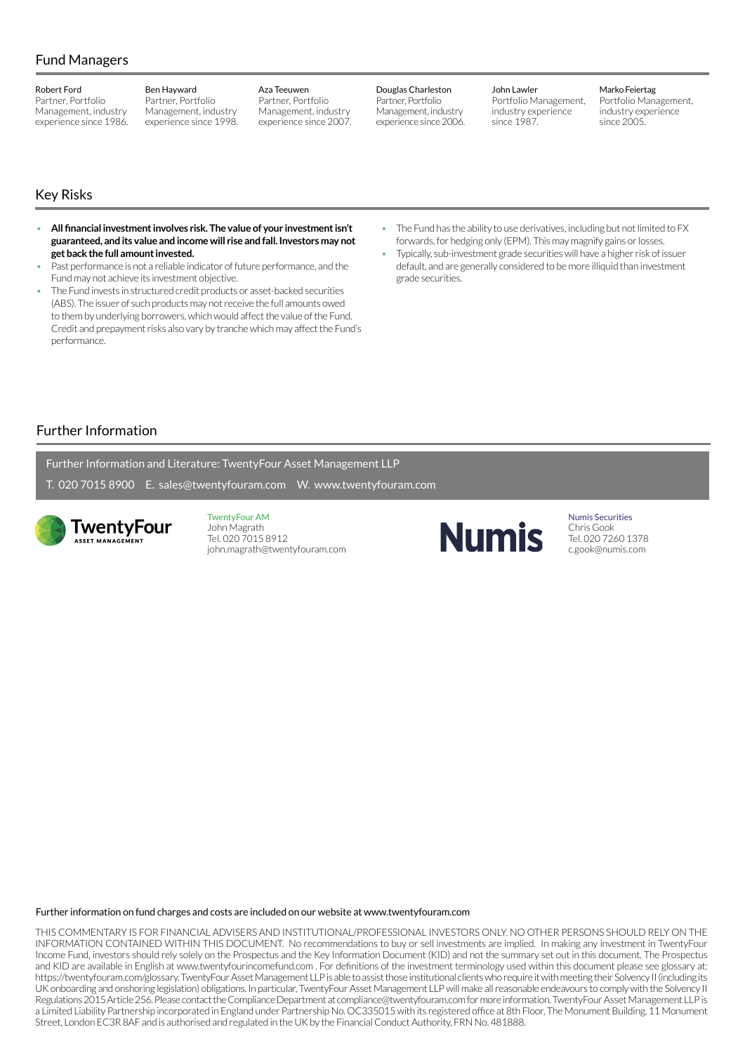## Fund Managers

**Robert Ford**
Partner, Portfolio Management, industry experience since 1986.

**Ben Hayward**
Partner, Portfolio Management, industry experience since 1998.

**Aza Teeuwen**
Partner, Portfolio Management, industry experience since 2007.

**Douglas Charleston**
Partner, Portfolio Management, industry experience since 2006.

**John Lawler**
Portfolio Management, industry experience since 1987.

**Marko Feiertag**
Portfolio Management, industry experience since 2005.

## Key Risks

- **All financial investment involves risk. The value of your investment isn't guaranteed, and its value and income will rise and fall. Investors may not get back the full amount invested.**
- Past performance is not a reliable indicator of future performance, and the Fund may not achieve its investment objective.
- The Fund invests in structured credit products or asset-backed securities (ABS). The issuer of such products may not receive the full amounts owed to them by underlying borrowers, which would affect the value of the Fund. Credit and prepayment risks also vary by tranche which may affect the Fund's performance.
- The Fund has the ability to use derivatives, including but not limited to FX forwards, for hedging only (EPM). This may magnify gains or losses.
- Typically, sub-investment grade securities will have a higher risk of issuer default, and are generally considered to be more illiquid than investment grade securities.

## Further Information

Further Information and Literature: TwentyFour Asset Management LLP

T. 020 7015 8900 E. sales@twentyfouram.com W. www.twentyfouram.com

TwentyFour ASSET MANAGEMENT

TwentyFour AM
John Magrath
Tel. 020 7015 8912
john.magrath@twentyfouram.com

Numis

Numis Securities
Chris Gook
Tel. 020 7260 1378
c.gook@numis.com

Further information on fund charges and costs are included on our website at www.twentyfouram.com

THIS COMMENTARY IS FOR FINANCIAL ADVISERS AND INSTITUTIONAL/PROFESSIONAL INVESTORS ONLY. NO OTHER PERSONS SHOULD RELY ON THE INFORMATION CONTAINED WITHIN THIS DOCUMENT. No recommendations to buy or sell investments are implied. In making any investment in TwentyFour Income Fund, investors should rely solely on the Prospectus and the Key Information Document (KID) and not the summary set out in this document. The Prospectus and KID are available in English at www.twentyfourincomefund.com . For definitions of the investment terminology used within this document please see glossary at: https://twentyfouram.com/glossary. TwentyFour Asset Management LLP is able to assist those institutional clients who require it with meeting their Solvency II (including its UK onboarding and onshoring legislation) obligations. In particular, TwentyFour Asset Management LLP will make all reasonable endeavours to comply with the Solvency II Regulations 2015 Article 256. Please contact the Compliance Department at compliance@twentyfouram.com for more information. TwentyFour Asset Management LLP is a Limited Liability Partnership incorporated in England under Partnership No. OC335015 with its registered office at 8th Floor, The Monument Building, 11 Monument Street, London EC3R 8AF and is authorised and regulated in the UK by the Financial Conduct Authority, FRN No. 481888.